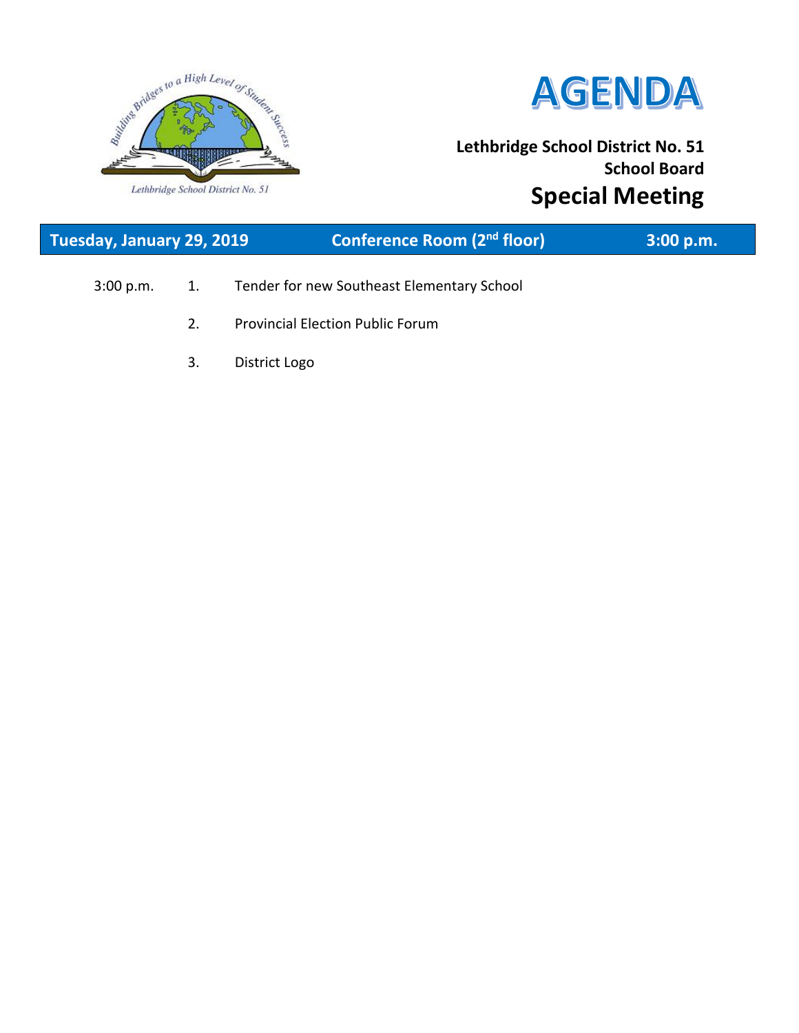# AGENDA

**Lethbridge School District No. 51**
**School Board**

## Special Meeting

**Tuesday, January 29, 2019** | **Conference Room (2nd floor)** | **3:00 p.m.**

3:00 p.m. 1. Tender for new Southeast Elementary School

2. Provincial Election Public Forum

3. District Logo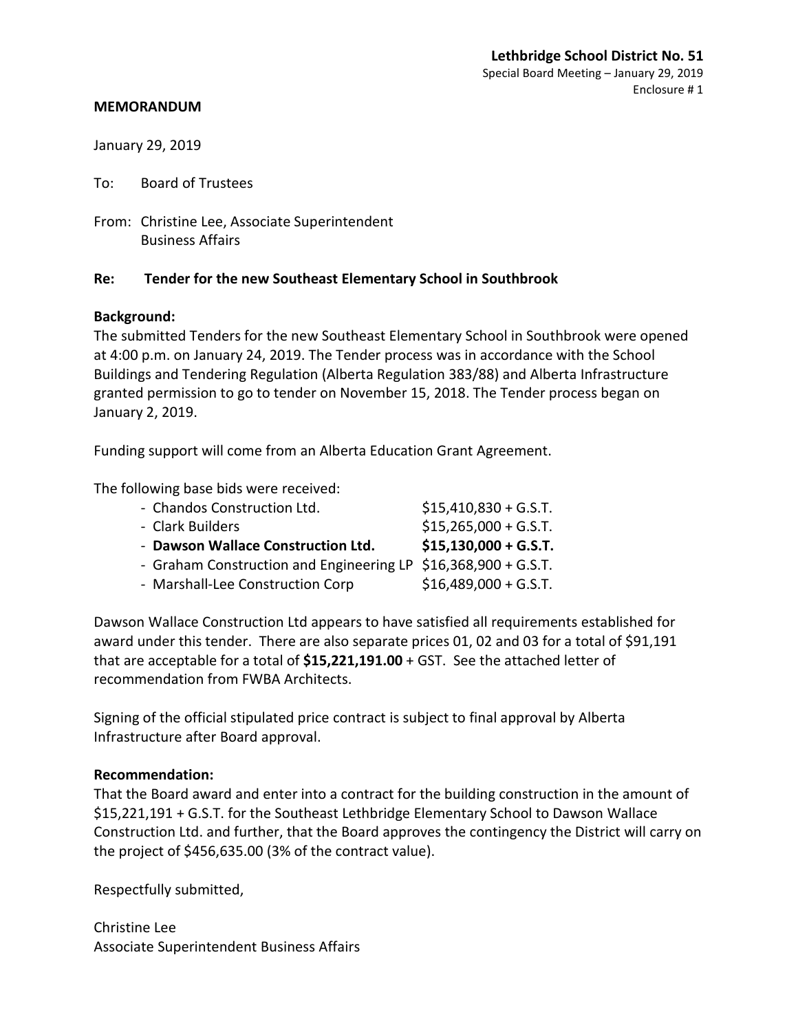**Lethbridge School District No. 51**
Special Board Meeting – January 29, 2019
Enclosure # 1

**MEMORANDUM**

January 29, 2019

To: Board of Trustees

From: Christine Lee, Associate Superintendent
Business Affairs

**Re: Tender for the new Southeast Elementary School in Southbrook**

**Background:**
The submitted Tenders for the new Southeast Elementary School in Southbrook were opened at 4:00 p.m. on January 24, 2019. The Tender process was in accordance with the School Buildings and Tendering Regulation (Alberta Regulation 383/88) and Alberta Infrastructure granted permission to go to tender on November 15, 2018. The Tender process began on January 2, 2019.

Funding support will come from an Alberta Education Grant Agreement.

The following base bids were received:

| | |
|---|---|
| - Chandos Construction Ltd. | $15,410,830 + G.S.T. |
| - Clark Builders | $15,265,000 + G.S.T. |
| - **Dawson Wallace Construction Ltd.** | **$15,130,000 + G.S.T.** |
| - Graham Construction and Engineering LP | $16,368,900 + G.S.T. |
| - Marshall-Lee Construction Corp | $16,489,000 + G.S.T. |

Dawson Wallace Construction Ltd appears to have satisfied all requirements established for award under this tender. There are also separate prices 01, 02 and 03 for a total of $91,191 that are acceptable for a total of **$15,221,191.00** + GST. See the attached letter of recommendation from FWBA Architects.

Signing of the official stipulated price contract is subject to final approval by Alberta Infrastructure after Board approval.

**Recommendation:**
That the Board award and enter into a contract for the building construction in the amount of $15,221,191 + G.S.T. for the Southeast Lethbridge Elementary School to Dawson Wallace Construction Ltd. and further, that the Board approves the contingency the District will carry on the project of $456,635.00 (3% of the contract value).

Respectfully submitted,

Christine Lee
Associate Superintendent Business Affairs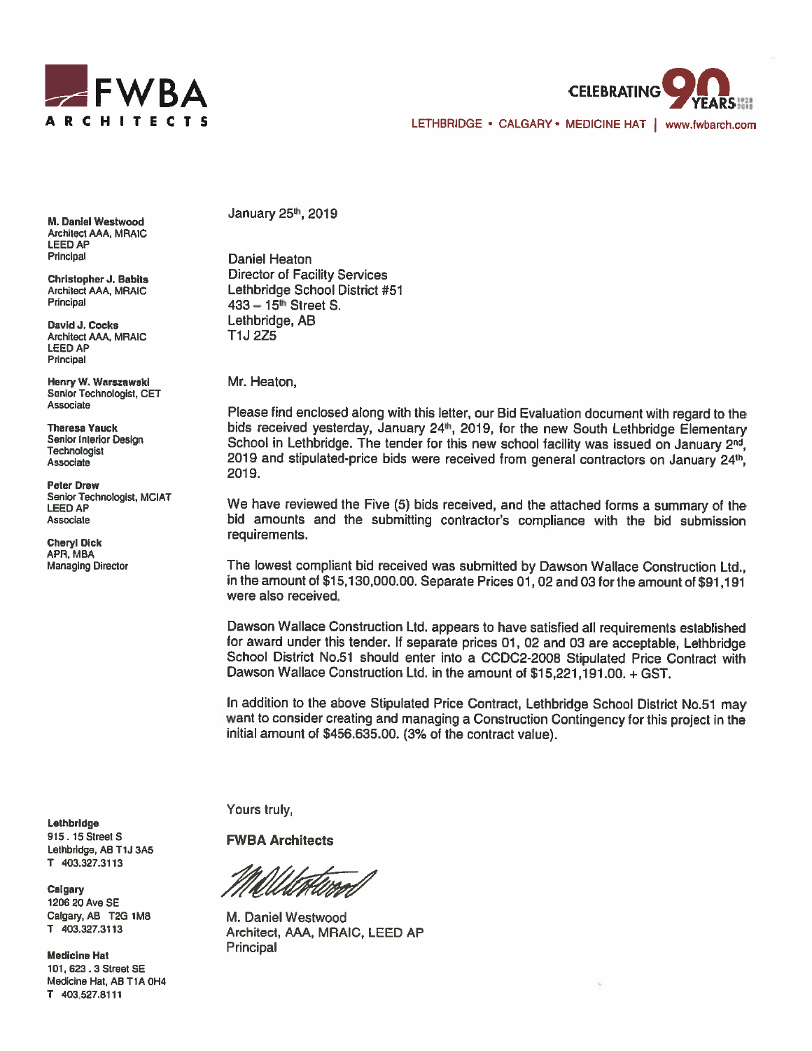**FWBA ARCHITECTS**

CELEBRATING 90 YEARS 1928 2018

LETHBRIDGE • CALGARY • MEDICINE HAT | www.fwbarch.com

**M. Daniel Westwood**
Architect AAA, MRAIC
LEED AP
Principal

**Christopher J. Babits**
Architect AAA, MRAIC
Principal

**David J. Cocks**
Architect AAA, MRAIC
LEED AP
Principal

**Henry W. Warszawski**
Senior Technologist, CET
Associate

**Theresa Yauck**
Senior Interior Design Technologist
Associate

**Peter Drew**
Senior Technologist, MCIAT
LEED AP
Associate

**Cheryl Dick**
APR, MBA
Managing Director

January 25th, 2019

Daniel Heaton
Director of Facility Services
Lethbridge School District #51
433 – 15th Street S.
Lethbridge, AB
T1J 2Z5

Mr. Heaton,

Please find enclosed along with this letter, our Bid Evaluation document with regard to the bids received yesterday, January 24th, 2019, for the new South Lethbridge Elementary School in Lethbridge. The tender for this new school facility was issued on January 2nd, 2019 and stipulated-price bids were received from general contractors on January 24th, 2019.

We have reviewed the Five (5) bids received, and the attached forms a summary of the bid amounts and the submitting contractor's compliance with the bid submission requirements.

The lowest compliant bid received was submitted by Dawson Wallace Construction Ltd., in the amount of $15,130,000.00. Separate Prices 01, 02 and 03 for the amount of $91,191 were also received.

Dawson Wallace Construction Ltd. appears to have satisfied all requirements established for award under this tender. If separate prices 01, 02 and 03 are acceptable, Lethbridge School District No.51 should enter into a CCDC2-2008 Stipulated Price Contract with Dawson Wallace Construction Ltd. in the amount of $15,221,191.00. + GST.

In addition to the above Stipulated Price Contract, Lethbridge School District No.51 may want to consider creating and managing a Construction Contingency for this project in the initial amount of $456.635.00. (3% of the contract value).

Yours truly,

**FWBA Architects**

M. Daniel Westwood
Architect, AAA, MRAIC, LEED AP
Principal

**Lethbridge**
915 . 15 Street S
Lethbridge, AB T1J 3A5
T 403.327.3113

**Calgary**
1206 20 Ave SE
Calgary, AB T2G 1M8
T 403.327.3113

**Medicine Hat**
101, 623 . 3 Street SE
Medicine Hat, AB T1A 0H4
T 403.527.8111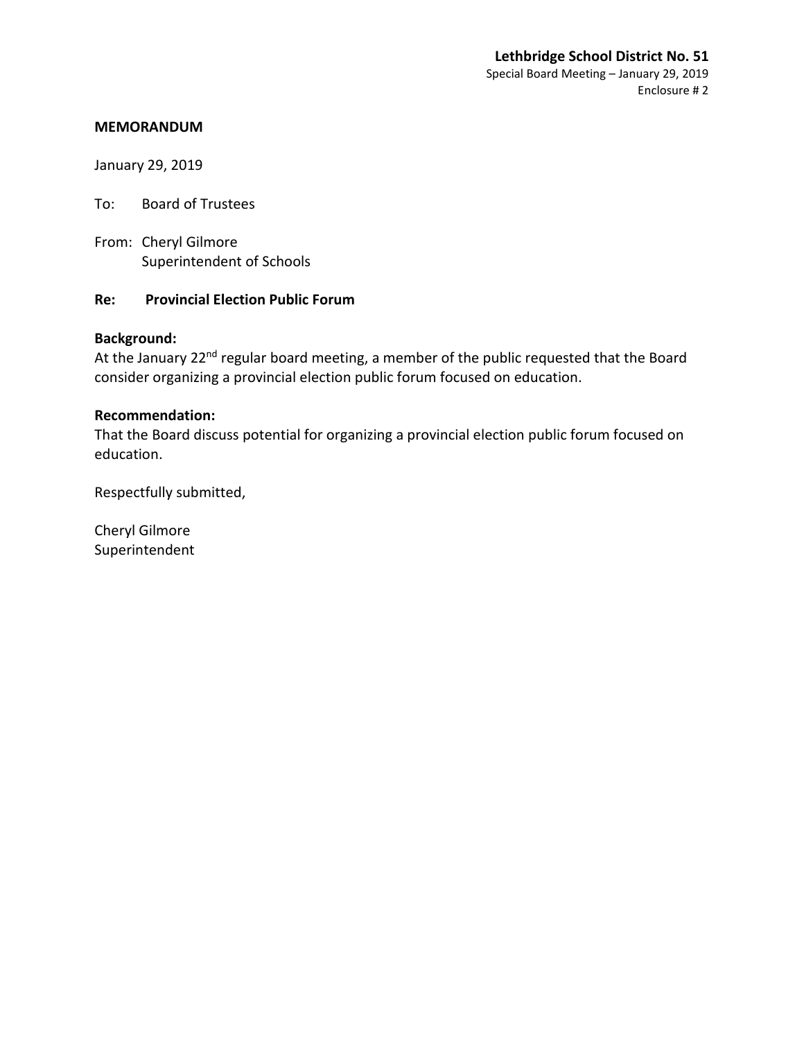**Lethbridge School District No. 51**
Special Board Meeting – January 29, 2019
Enclosure # 2

**MEMORANDUM**

January 29, 2019

To: Board of Trustees

From: Cheryl Gilmore
Superintendent of Schools

**Re: Provincial Election Public Forum**

**Background:**
At the January 22nd regular board meeting, a member of the public requested that the Board consider organizing a provincial election public forum focused on education.

**Recommendation:**
That the Board discuss potential for organizing a provincial election public forum focused on education.

Respectfully submitted,

Cheryl Gilmore
Superintendent